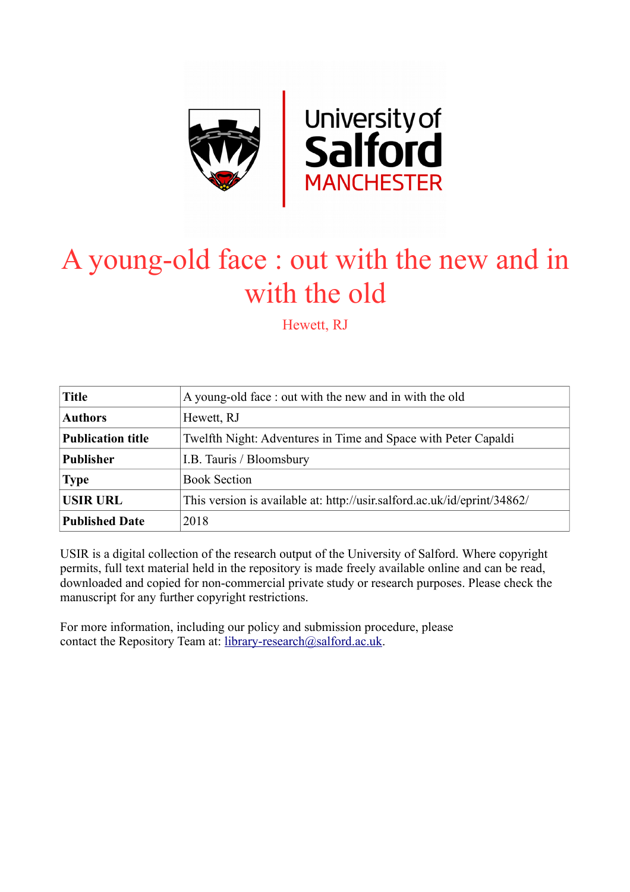# A young-old face : out with the new and in with the old

Hewett, RJ

| Title | A young-old face : out with the new and in with the old |
|---|---|
| Authors | Hewett, RJ |
| Publication title | Twelfth Night: Adventures in Time and Space with Peter Capaldi |
| Publisher | I.B. Tauris / Bloomsbury |
| Type | Book Section |
| USIR URL | This version is available at: http://usir.salford.ac.uk/id/eprint/34862/ |
| Published Date | 2018 |

USIR is a digital collection of the research output of the University of Salford. Where copyright permits, full text material held in the repository is made freely available online and can be read, downloaded and copied for non-commercial private study or research purposes. Please check the manuscript for any further copyright restrictions.

For more information, including our policy and submission procedure, please contact the Repository Team at: library-research@salford.ac.uk.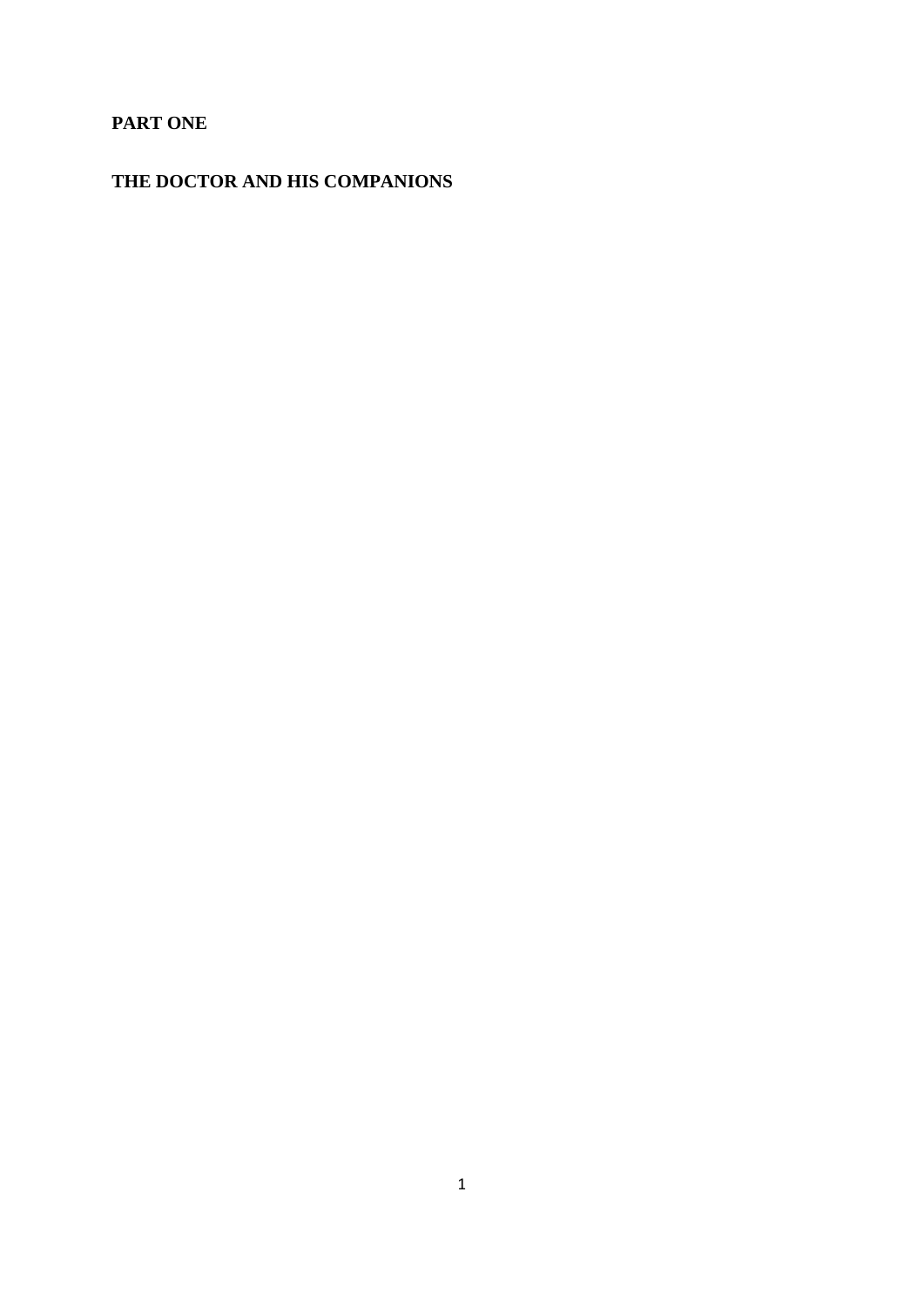# PART ONE

## THE DOCTOR AND HIS COMPANIONS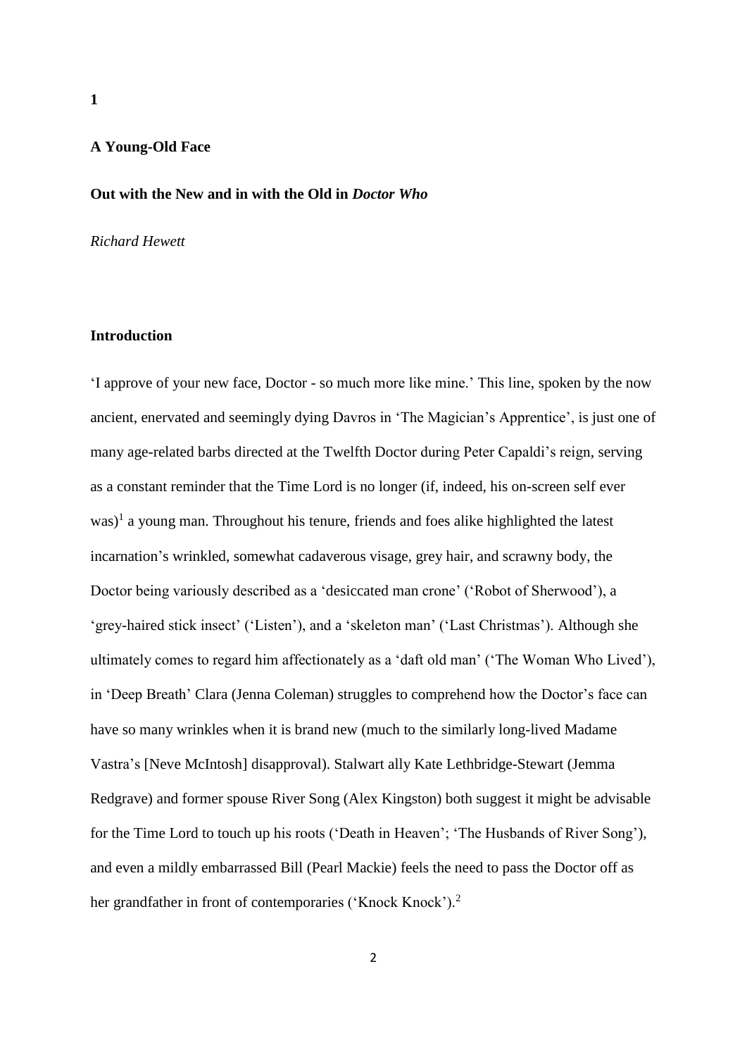# 1

## A Young-Old Face

### Out with the New and in with the Old in *Doctor Who*

*Richard Hewett*

### Introduction

'I approve of your new face, Doctor - so much more like mine.' This line, spoken by the now ancient, enervated and seemingly dying Davros in 'The Magician's Apprentice', is just one of many age-related barbs directed at the Twelfth Doctor during Peter Capaldi's reign, serving as a constant reminder that the Time Lord is no longer (if, indeed, his on-screen self ever was)[1] a young man. Throughout his tenure, friends and foes alike highlighted the latest incarnation's wrinkled, somewhat cadaverous visage, grey hair, and scrawny body, the Doctor being variously described as a 'desiccated man crone' ('Robot of Sherwood'), a 'grey-haired stick insect' ('Listen'), and a 'skeleton man' ('Last Christmas'). Although she ultimately comes to regard him affectionately as a 'daft old man' ('The Woman Who Lived'), in 'Deep Breath' Clara (Jenna Coleman) struggles to comprehend how the Doctor's face can have so many wrinkles when it is brand new (much to the similarly long-lived Madame Vastra's [Neve McIntosh] disapproval). Stalwart ally Kate Lethbridge-Stewart (Jemma Redgrave) and former spouse River Song (Alex Kingston) both suggest it might be advisable for the Time Lord to touch up his roots ('Death in Heaven'; 'The Husbands of River Song'), and even a mildly embarrassed Bill (Pearl Mackie) feels the need to pass the Doctor off as her grandfather in front of contemporaries ('Knock Knock').[2]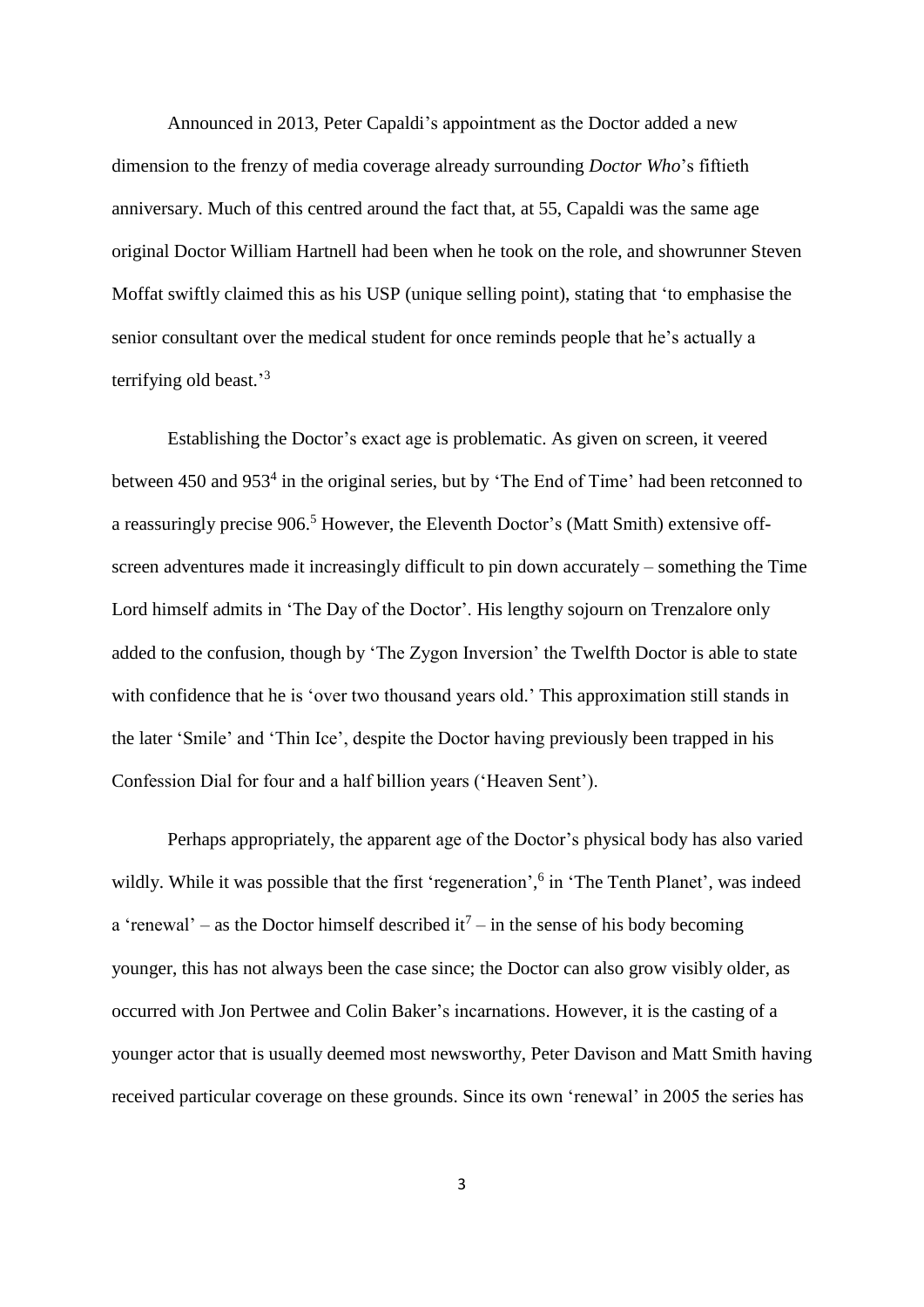Announced in 2013, Peter Capaldi's appointment as the Doctor added a new dimension to the frenzy of media coverage already surrounding *Doctor Who*'s fiftieth anniversary. Much of this centred around the fact that, at 55, Capaldi was the same age original Doctor William Hartnell had been when he took on the role, and showrunner Steven Moffat swiftly claimed this as his USP (unique selling point), stating that 'to emphasise the senior consultant over the medical student for once reminds people that he's actually a terrifying old beast.'[3]

Establishing the Doctor's exact age is problematic. As given on screen, it veered between 450 and 953[4] in the original series, but by 'The End of Time' had been retconned to a reassuringly precise 906.[5] However, the Eleventh Doctor's (Matt Smith) extensive off-screen adventures made it increasingly difficult to pin down accurately – something the Time Lord himself admits in 'The Day of the Doctor'. His lengthy sojourn on Trenzalore only added to the confusion, though by 'The Zygon Inversion' the Twelfth Doctor is able to state with confidence that he is 'over two thousand years old.' This approximation still stands in the later 'Smile' and 'Thin Ice', despite the Doctor having previously been trapped in his Confession Dial for four and a half billion years ('Heaven Sent').

Perhaps appropriately, the apparent age of the Doctor's physical body has also varied wildly. While it was possible that the first 'regeneration',[6] in 'The Tenth Planet', was indeed a 'renewal' – as the Doctor himself described it[7] – in the sense of his body becoming younger, this has not always been the case since; the Doctor can also grow visibly older, as occurred with Jon Pertwee and Colin Baker's incarnations. However, it is the casting of a younger actor that is usually deemed most newsworthy, Peter Davison and Matt Smith having received particular coverage on these grounds. Since its own 'renewal' in 2005 the series has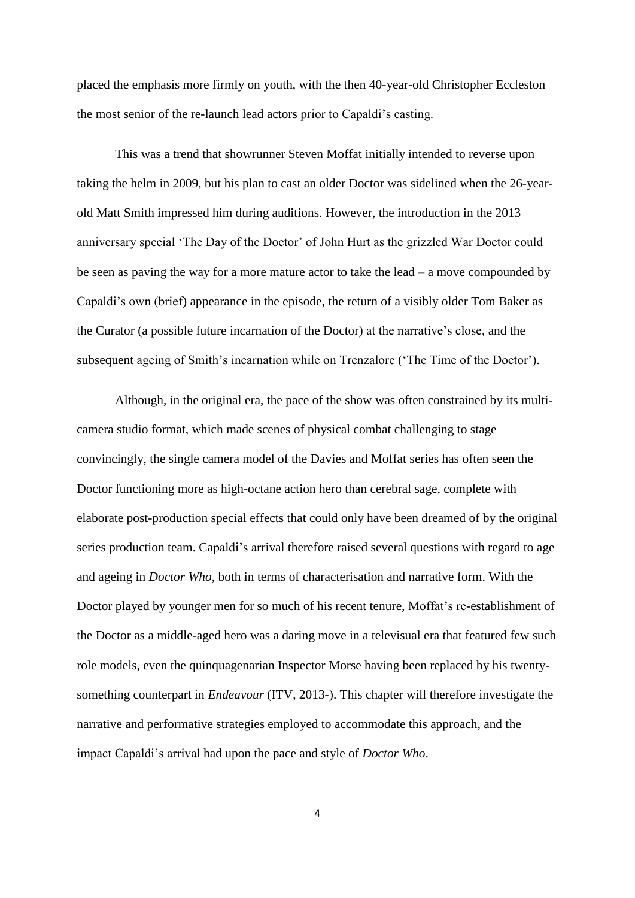placed the emphasis more firmly on youth, with the then 40-year-old Christopher Eccleston the most senior of the re-launch lead actors prior to Capaldi's casting.

This was a trend that showrunner Steven Moffat initially intended to reverse upon taking the helm in 2009, but his plan to cast an older Doctor was sidelined when the 26-year-old Matt Smith impressed him during auditions. However, the introduction in the 2013 anniversary special 'The Day of the Doctor' of John Hurt as the grizzled War Doctor could be seen as paving the way for a more mature actor to take the lead – a move compounded by Capaldi's own (brief) appearance in the episode, the return of a visibly older Tom Baker as the Curator (a possible future incarnation of the Doctor) at the narrative's close, and the subsequent ageing of Smith's incarnation while on Trenzalore ('The Time of the Doctor').

Although, in the original era, the pace of the show was often constrained by its multi-camera studio format, which made scenes of physical combat challenging to stage convincingly, the single camera model of the Davies and Moffat series has often seen the Doctor functioning more as high-octane action hero than cerebral sage, complete with elaborate post-production special effects that could only have been dreamed of by the original series production team. Capaldi's arrival therefore raised several questions with regard to age and ageing in *Doctor Who*, both in terms of characterisation and narrative form. With the Doctor played by younger men for so much of his recent tenure, Moffat's re-establishment of the Doctor as a middle-aged hero was a daring move in a televisual era that featured few such role models, even the quinquagenarian Inspector Morse having been replaced by his twenty-something counterpart in *Endeavour* (ITV, 2013-). This chapter will therefore investigate the narrative and performative strategies employed to accommodate this approach, and the impact Capaldi's arrival had upon the pace and style of *Doctor Who*.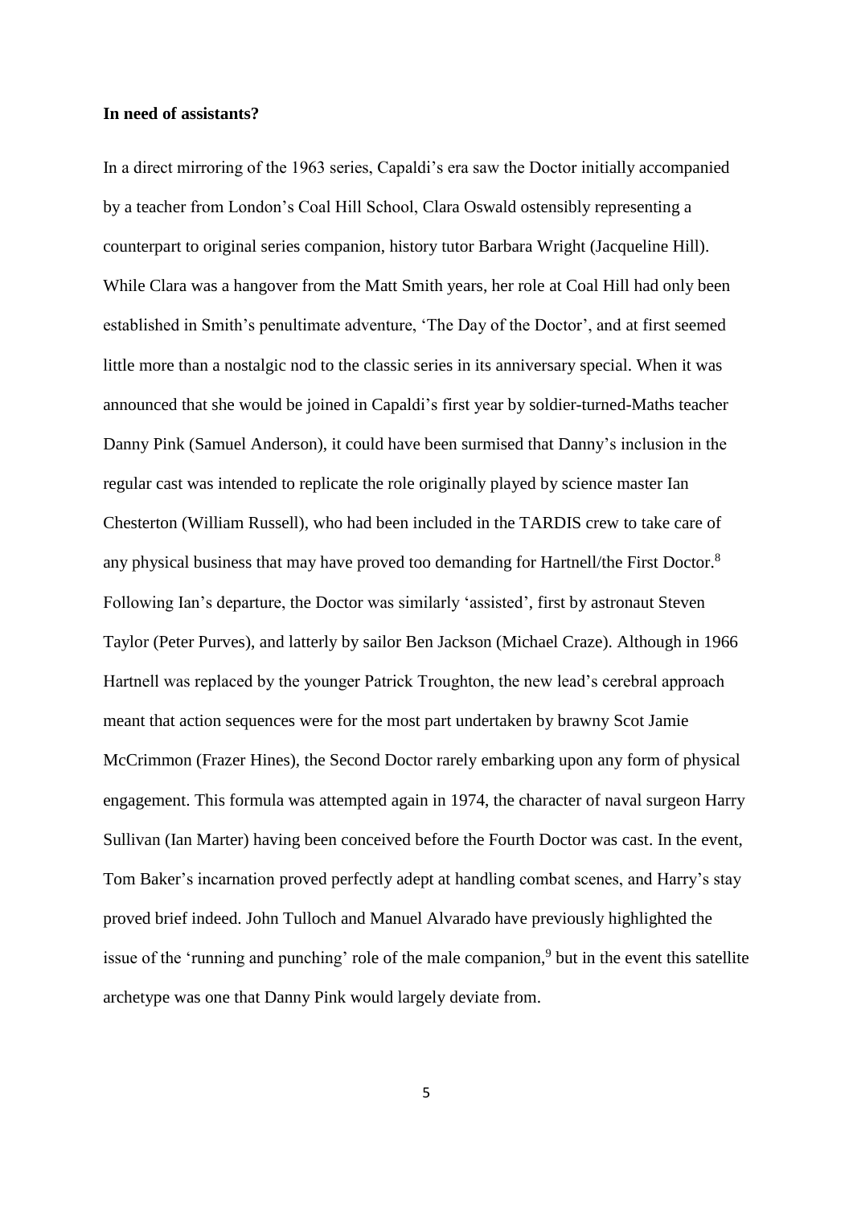**In need of assistants?**

In a direct mirroring of the 1963 series, Capaldi's era saw the Doctor initially accompanied by a teacher from London's Coal Hill School, Clara Oswald ostensibly representing a counterpart to original series companion, history tutor Barbara Wright (Jacqueline Hill). While Clara was a hangover from the Matt Smith years, her role at Coal Hill had only been established in Smith's penultimate adventure, 'The Day of the Doctor', and at first seemed little more than a nostalgic nod to the classic series in its anniversary special. When it was announced that she would be joined in Capaldi's first year by soldier-turned-Maths teacher Danny Pink (Samuel Anderson), it could have been surmised that Danny's inclusion in the regular cast was intended to replicate the role originally played by science master Ian Chesterton (William Russell), who had been included in the TARDIS crew to take care of any physical business that may have proved too demanding for Hartnell/the First Doctor.[8] Following Ian's departure, the Doctor was similarly 'assisted', first by astronaut Steven Taylor (Peter Purves), and latterly by sailor Ben Jackson (Michael Craze). Although in 1966 Hartnell was replaced by the younger Patrick Troughton, the new lead's cerebral approach meant that action sequences were for the most part undertaken by brawny Scot Jamie McCrimmon (Frazer Hines), the Second Doctor rarely embarking upon any form of physical engagement. This formula was attempted again in 1974, the character of naval surgeon Harry Sullivan (Ian Marter) having been conceived before the Fourth Doctor was cast. In the event, Tom Baker's incarnation proved perfectly adept at handling combat scenes, and Harry's stay proved brief indeed. John Tulloch and Manuel Alvarado have previously highlighted the issue of the 'running and punching' role of the male companion,[9] but in the event this satellite archetype was one that Danny Pink would largely deviate from.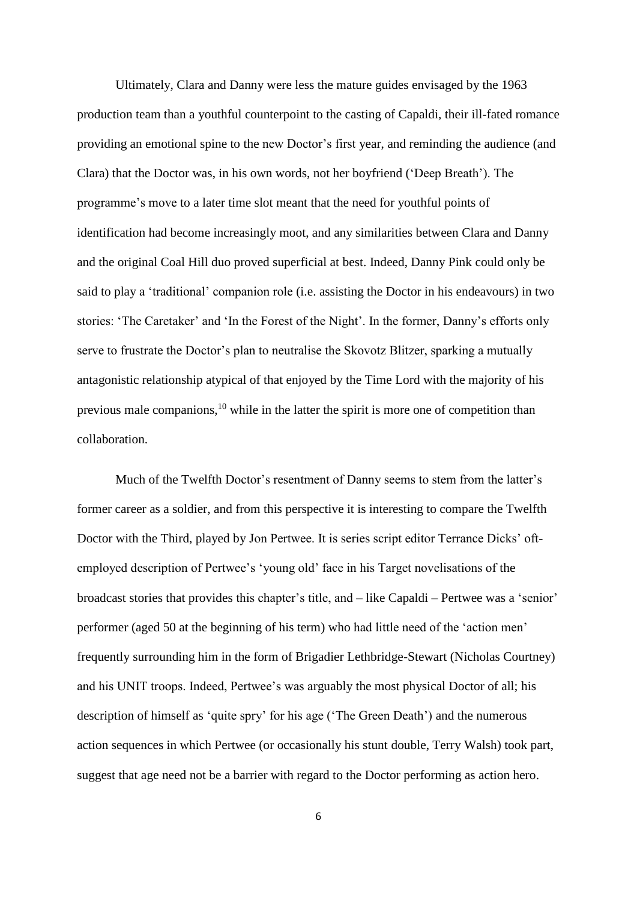Ultimately, Clara and Danny were less the mature guides envisaged by the 1963 production team than a youthful counterpoint to the casting of Capaldi, their ill-fated romance providing an emotional spine to the new Doctor's first year, and reminding the audience (and Clara) that the Doctor was, in his own words, not her boyfriend ('Deep Breath'). The programme's move to a later time slot meant that the need for youthful points of identification had become increasingly moot, and any similarities between Clara and Danny and the original Coal Hill duo proved superficial at best. Indeed, Danny Pink could only be said to play a 'traditional' companion role (i.e. assisting the Doctor in his endeavours) in two stories: 'The Caretaker' and 'In the Forest of the Night'. In the former, Danny's efforts only serve to frustrate the Doctor's plan to neutralise the Skovotz Blitzer, sparking a mutually antagonistic relationship atypical of that enjoyed by the Time Lord with the majority of his previous male companions,[10] while in the latter the spirit is more one of competition than collaboration.

Much of the Twelfth Doctor's resentment of Danny seems to stem from the latter's former career as a soldier, and from this perspective it is interesting to compare the Twelfth Doctor with the Third, played by Jon Pertwee. It is series script editor Terrance Dicks' oft-employed description of Pertwee's 'young old' face in his Target novelisations of the broadcast stories that provides this chapter's title, and – like Capaldi – Pertwee was a 'senior' performer (aged 50 at the beginning of his term) who had little need of the 'action men' frequently surrounding him in the form of Brigadier Lethbridge-Stewart (Nicholas Courtney) and his UNIT troops. Indeed, Pertwee's was arguably the most physical Doctor of all; his description of himself as 'quite spry' for his age ('The Green Death') and the numerous action sequences in which Pertwee (or occasionally his stunt double, Terry Walsh) took part, suggest that age need not be a barrier with regard to the Doctor performing as action hero.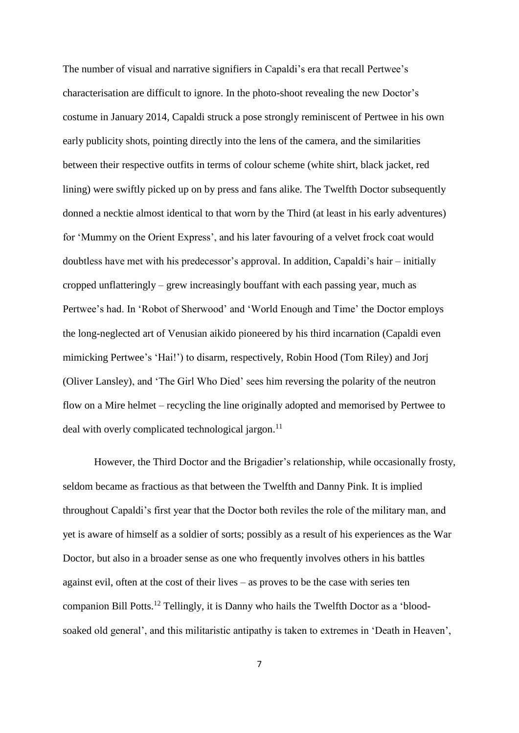The number of visual and narrative signifiers in Capaldi's era that recall Pertwee's characterisation are difficult to ignore. In the photo-shoot revealing the new Doctor's costume in January 2014, Capaldi struck a pose strongly reminiscent of Pertwee in his own early publicity shots, pointing directly into the lens of the camera, and the similarities between their respective outfits in terms of colour scheme (white shirt, black jacket, red lining) were swiftly picked up on by press and fans alike. The Twelfth Doctor subsequently donned a necktie almost identical to that worn by the Third (at least in his early adventures) for 'Mummy on the Orient Express', and his later favouring of a velvet frock coat would doubtless have met with his predecessor's approval. In addition, Capaldi's hair – initially cropped unflatteringly – grew increasingly bouffant with each passing year, much as Pertwee's had. In 'Robot of Sherwood' and 'World Enough and Time' the Doctor employs the long-neglected art of Venusian aikido pioneered by his third incarnation (Capaldi even mimicking Pertwee's 'Hai!') to disarm, respectively, Robin Hood (Tom Riley) and Jorj (Oliver Lansley), and 'The Girl Who Died' sees him reversing the polarity of the neutron flow on a Mire helmet – recycling the line originally adopted and memorised by Pertwee to deal with overly complicated technological jargon.[11]

However, the Third Doctor and the Brigadier's relationship, while occasionally frosty, seldom became as fractious as that between the Twelfth and Danny Pink. It is implied throughout Capaldi's first year that the Doctor both reviles the role of the military man, and yet is aware of himself as a soldier of sorts; possibly as a result of his experiences as the War Doctor, but also in a broader sense as one who frequently involves others in his battles against evil, often at the cost of their lives – as proves to be the case with series ten companion Bill Potts.[12] Tellingly, it is Danny who hails the Twelfth Doctor as a 'blood-soaked old general', and this militaristic antipathy is taken to extremes in 'Death in Heaven',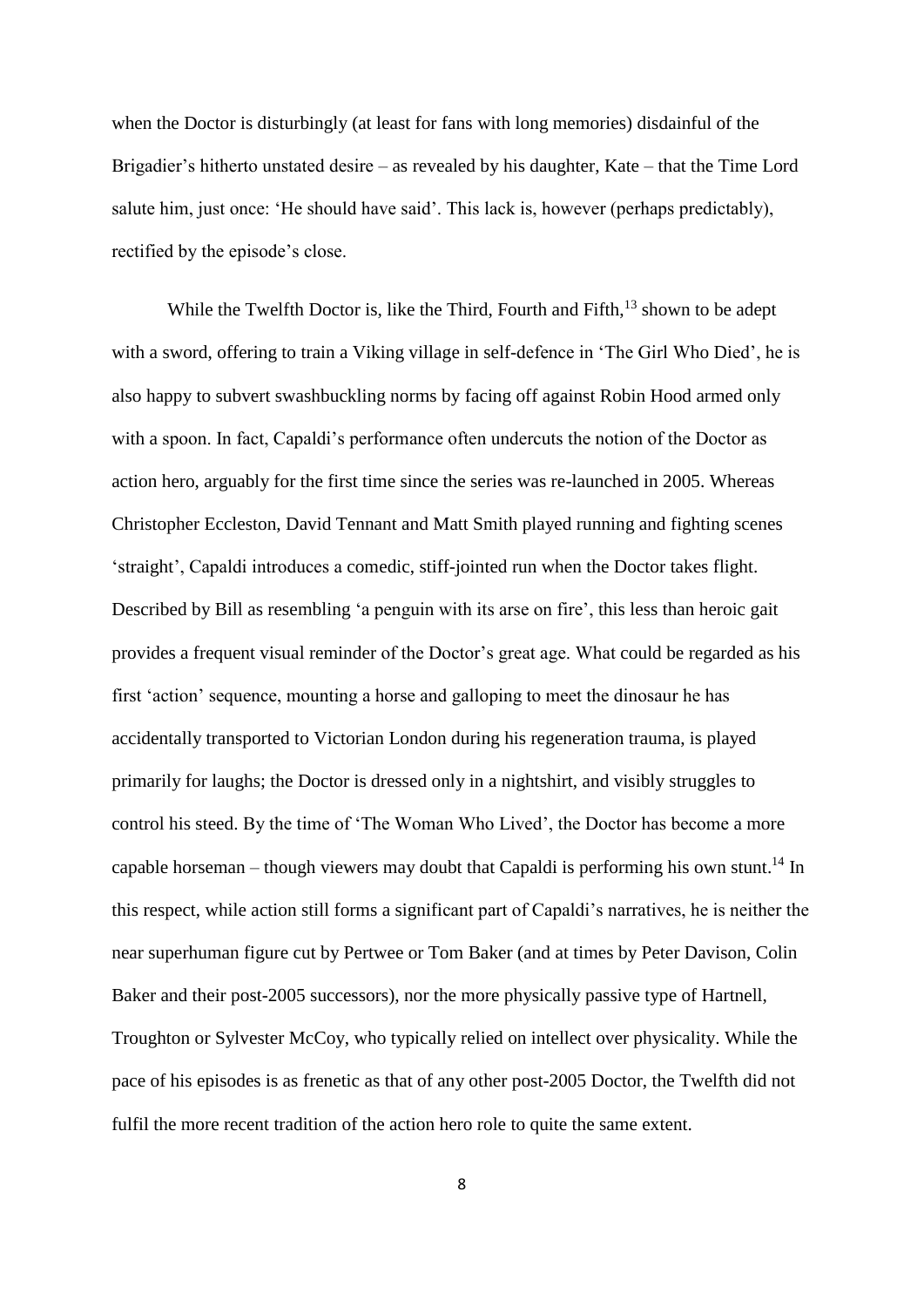when the Doctor is disturbingly (at least for fans with long memories) disdainful of the Brigadier's hitherto unstated desire – as revealed by his daughter, Kate – that the Time Lord salute him, just once: 'He should have said'. This lack is, however (perhaps predictably), rectified by the episode's close.

While the Twelfth Doctor is, like the Third, Fourth and Fifth,[13] shown to be adept with a sword, offering to train a Viking village in self-defence in 'The Girl Who Died', he is also happy to subvert swashbuckling norms by facing off against Robin Hood armed only with a spoon. In fact, Capaldi's performance often undercuts the notion of the Doctor as action hero, arguably for the first time since the series was re-launched in 2005. Whereas Christopher Eccleston, David Tennant and Matt Smith played running and fighting scenes 'straight', Capaldi introduces a comedic, stiff-jointed run when the Doctor takes flight. Described by Bill as resembling 'a penguin with its arse on fire', this less than heroic gait provides a frequent visual reminder of the Doctor's great age. What could be regarded as his first 'action' sequence, mounting a horse and galloping to meet the dinosaur he has accidentally transported to Victorian London during his regeneration trauma, is played primarily for laughs; the Doctor is dressed only in a nightshirt, and visibly struggles to control his steed. By the time of 'The Woman Who Lived', the Doctor has become a more capable horseman – though viewers may doubt that Capaldi is performing his own stunt.[14] In this respect, while action still forms a significant part of Capaldi's narratives, he is neither the near superhuman figure cut by Pertwee or Tom Baker (and at times by Peter Davison, Colin Baker and their post-2005 successors), nor the more physically passive type of Hartnell, Troughton or Sylvester McCoy, who typically relied on intellect over physicality. While the pace of his episodes is as frenetic as that of any other post-2005 Doctor, the Twelfth did not fulfil the more recent tradition of the action hero role to quite the same extent.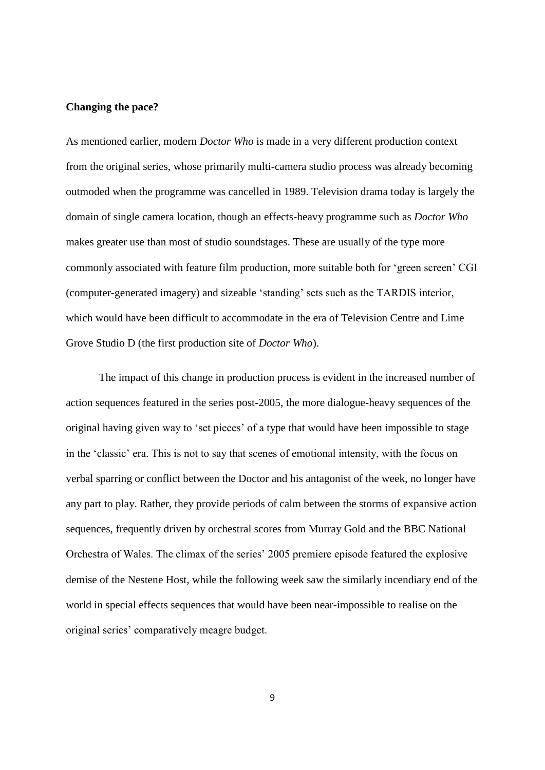**Changing the pace?**

As mentioned earlier, modern *Doctor Who* is made in a very different production context from the original series, whose primarily multi-camera studio process was already becoming outmoded when the programme was cancelled in 1989. Television drama today is largely the domain of single camera location, though an effects-heavy programme such as *Doctor Who* makes greater use than most of studio soundstages. These are usually of the type more commonly associated with feature film production, more suitable both for 'green screen' CGI (computer-generated imagery) and sizeable 'standing' sets such as the TARDIS interior, which would have been difficult to accommodate in the era of Television Centre and Lime Grove Studio D (the first production site of *Doctor Who*).

The impact of this change in production process is evident in the increased number of action sequences featured in the series post-2005, the more dialogue-heavy sequences of the original having given way to 'set pieces' of a type that would have been impossible to stage in the 'classic' era. This is not to say that scenes of emotional intensity, with the focus on verbal sparring or conflict between the Doctor and his antagonist of the week, no longer have any part to play. Rather, they provide periods of calm between the storms of expansive action sequences, frequently driven by orchestral scores from Murray Gold and the BBC National Orchestra of Wales. The climax of the series' 2005 premiere episode featured the explosive demise of the Nestene Host, while the following week saw the similarly incendiary end of the world in special effects sequences that would have been near-impossible to realise on the original series' comparatively meagre budget.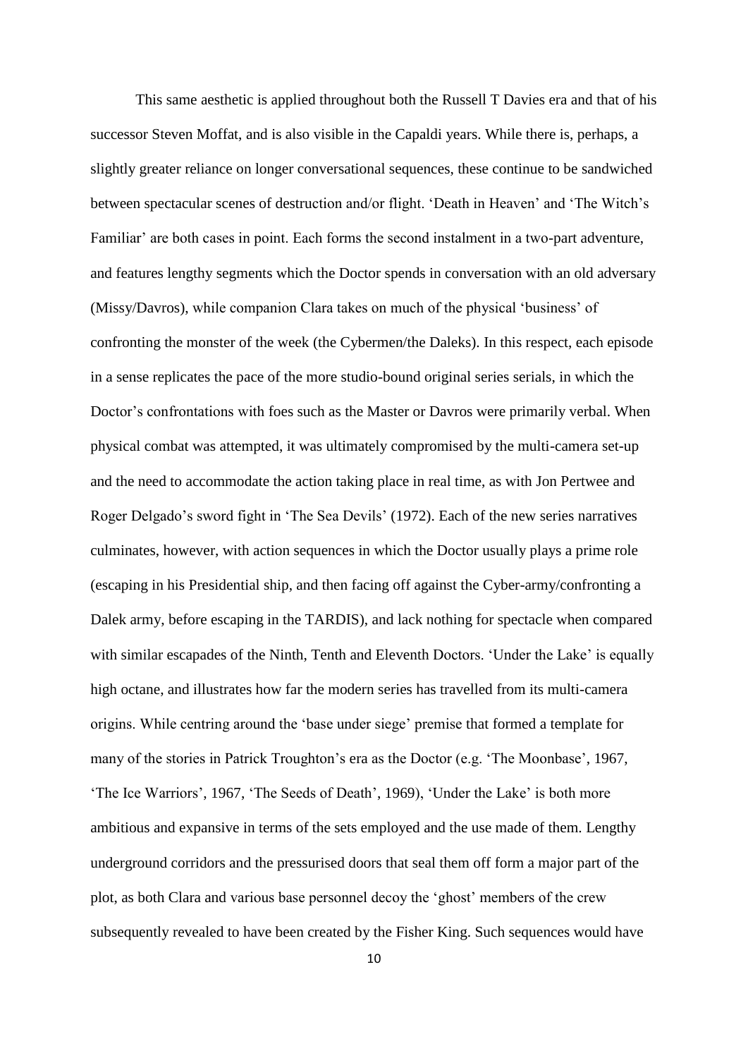This same aesthetic is applied throughout both the Russell T Davies era and that of his successor Steven Moffat, and is also visible in the Capaldi years. While there is, perhaps, a slightly greater reliance on longer conversational sequences, these continue to be sandwiched between spectacular scenes of destruction and/or flight. 'Death in Heaven' and 'The Witch's Familiar' are both cases in point. Each forms the second instalment in a two-part adventure, and features lengthy segments which the Doctor spends in conversation with an old adversary (Missy/Davros), while companion Clara takes on much of the physical 'business' of confronting the monster of the week (the Cybermen/the Daleks). In this respect, each episode in a sense replicates the pace of the more studio-bound original series serials, in which the Doctor's confrontations with foes such as the Master or Davros were primarily verbal. When physical combat was attempted, it was ultimately compromised by the multi-camera set-up and the need to accommodate the action taking place in real time, as with Jon Pertwee and Roger Delgado's sword fight in 'The Sea Devils' (1972). Each of the new series narratives culminates, however, with action sequences in which the Doctor usually plays a prime role (escaping in his Presidential ship, and then facing off against the Cyber-army/confronting a Dalek army, before escaping in the TARDIS), and lack nothing for spectacle when compared with similar escapades of the Ninth, Tenth and Eleventh Doctors. 'Under the Lake' is equally high octane, and illustrates how far the modern series has travelled from its multi-camera origins. While centring around the 'base under siege' premise that formed a template for many of the stories in Patrick Troughton's era as the Doctor (e.g. 'The Moonbase', 1967, 'The Ice Warriors', 1967, 'The Seeds of Death', 1969), 'Under the Lake' is both more ambitious and expansive in terms of the sets employed and the use made of them. Lengthy underground corridors and the pressurised doors that seal them off form a major part of the plot, as both Clara and various base personnel decoy the 'ghost' members of the crew subsequently revealed to have been created by the Fisher King. Such sequences would have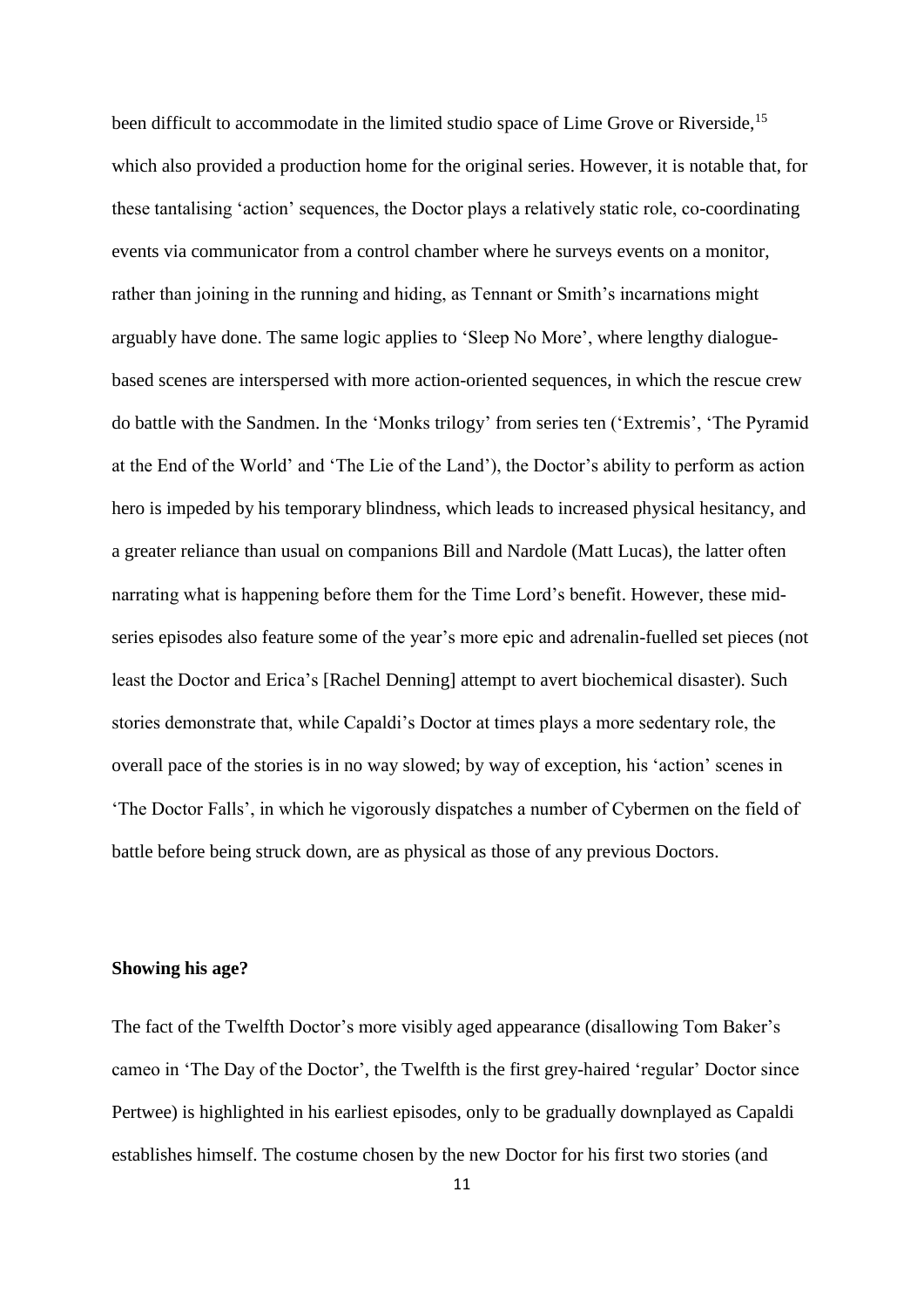been difficult to accommodate in the limited studio space of Lime Grove or Riverside,[15] which also provided a production home for the original series. However, it is notable that, for these tantalising 'action' sequences, the Doctor plays a relatively static role, co-coordinating events via communicator from a control chamber where he surveys events on a monitor, rather than joining in the running and hiding, as Tennant or Smith's incarnations might arguably have done. The same logic applies to 'Sleep No More', where lengthy dialogue-based scenes are interspersed with more action-oriented sequences, in which the rescue crew do battle with the Sandmen. In the 'Monks trilogy' from series ten ('Extremis', 'The Pyramid at the End of the World' and 'The Lie of the Land'), the Doctor's ability to perform as action hero is impeded by his temporary blindness, which leads to increased physical hesitancy, and a greater reliance than usual on companions Bill and Nardole (Matt Lucas), the latter often narrating what is happening before them for the Time Lord's benefit. However, these mid-series episodes also feature some of the year's more epic and adrenalin-fuelled set pieces (not least the Doctor and Erica's [Rachel Denning] attempt to avert biochemical disaster). Such stories demonstrate that, while Capaldi's Doctor at times plays a more sedentary role, the overall pace of the stories is in no way slowed; by way of exception, his 'action' scenes in 'The Doctor Falls', in which he vigorously dispatches a number of Cybermen on the field of battle before being struck down, are as physical as those of any previous Doctors.

**Showing his age?**

The fact of the Twelfth Doctor's more visibly aged appearance (disallowing Tom Baker's cameo in 'The Day of the Doctor', the Twelfth is the first grey-haired 'regular' Doctor since Pertwee) is highlighted in his earliest episodes, only to be gradually downplayed as Capaldi establishes himself. The costume chosen by the new Doctor for his first two stories (and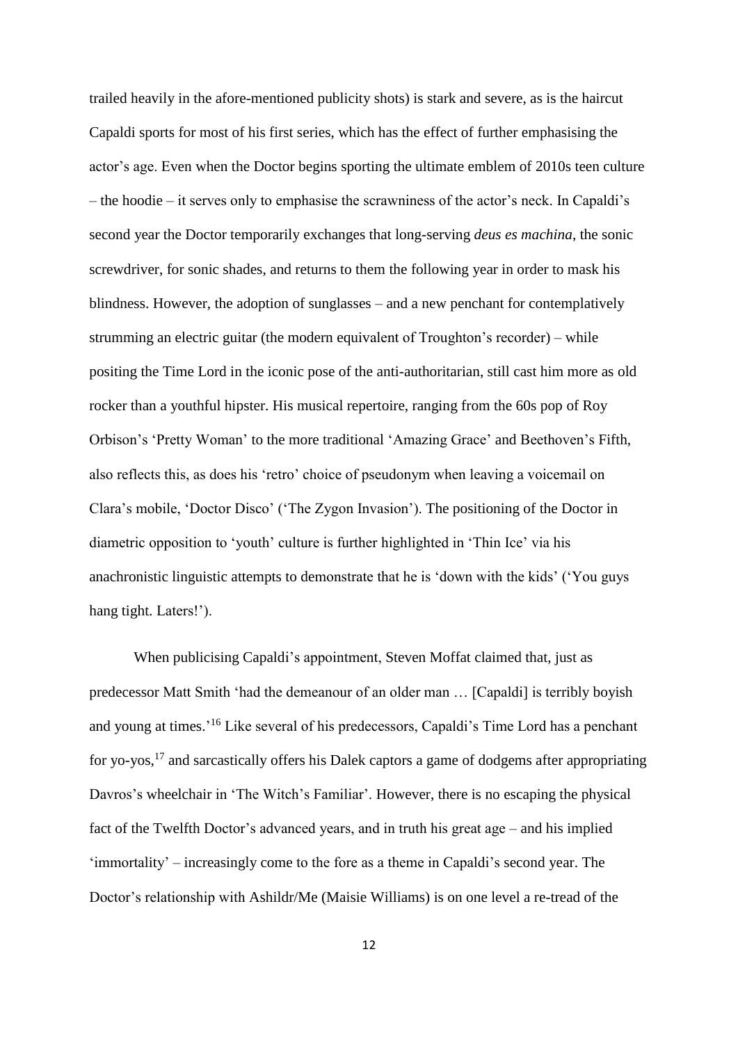trailed heavily in the afore-mentioned publicity shots) is stark and severe, as is the haircut Capaldi sports for most of his first series, which has the effect of further emphasising the actor's age. Even when the Doctor begins sporting the ultimate emblem of 2010s teen culture – the hoodie – it serves only to emphasise the scrawniness of the actor's neck. In Capaldi's second year the Doctor temporarily exchanges that long-serving *deus es machina*, the sonic screwdriver, for sonic shades, and returns to them the following year in order to mask his blindness. However, the adoption of sunglasses – and a new penchant for contemplatively strumming an electric guitar (the modern equivalent of Troughton's recorder) – while positing the Time Lord in the iconic pose of the anti-authoritarian, still cast him more as old rocker than a youthful hipster. His musical repertoire, ranging from the 60s pop of Roy Orbison's 'Pretty Woman' to the more traditional 'Amazing Grace' and Beethoven's Fifth, also reflects this, as does his 'retro' choice of pseudonym when leaving a voicemail on Clara's mobile, 'Doctor Disco' ('The Zygon Invasion'). The positioning of the Doctor in diametric opposition to 'youth' culture is further highlighted in 'Thin Ice' via his anachronistic linguistic attempts to demonstrate that he is 'down with the kids' ('You guys hang tight. Laters!').

When publicising Capaldi's appointment, Steven Moffat claimed that, just as predecessor Matt Smith 'had the demeanour of an older man … [Capaldi] is terribly boyish and young at times.'[16] Like several of his predecessors, Capaldi's Time Lord has a penchant for yo-yos,[17] and sarcastically offers his Dalek captors a game of dodgems after appropriating Davros's wheelchair in 'The Witch's Familiar'. However, there is no escaping the physical fact of the Twelfth Doctor's advanced years, and in truth his great age – and his implied 'immortality' – increasingly come to the fore as a theme in Capaldi's second year. The Doctor's relationship with Ashildr/Me (Maisie Williams) is on one level a re-tread of the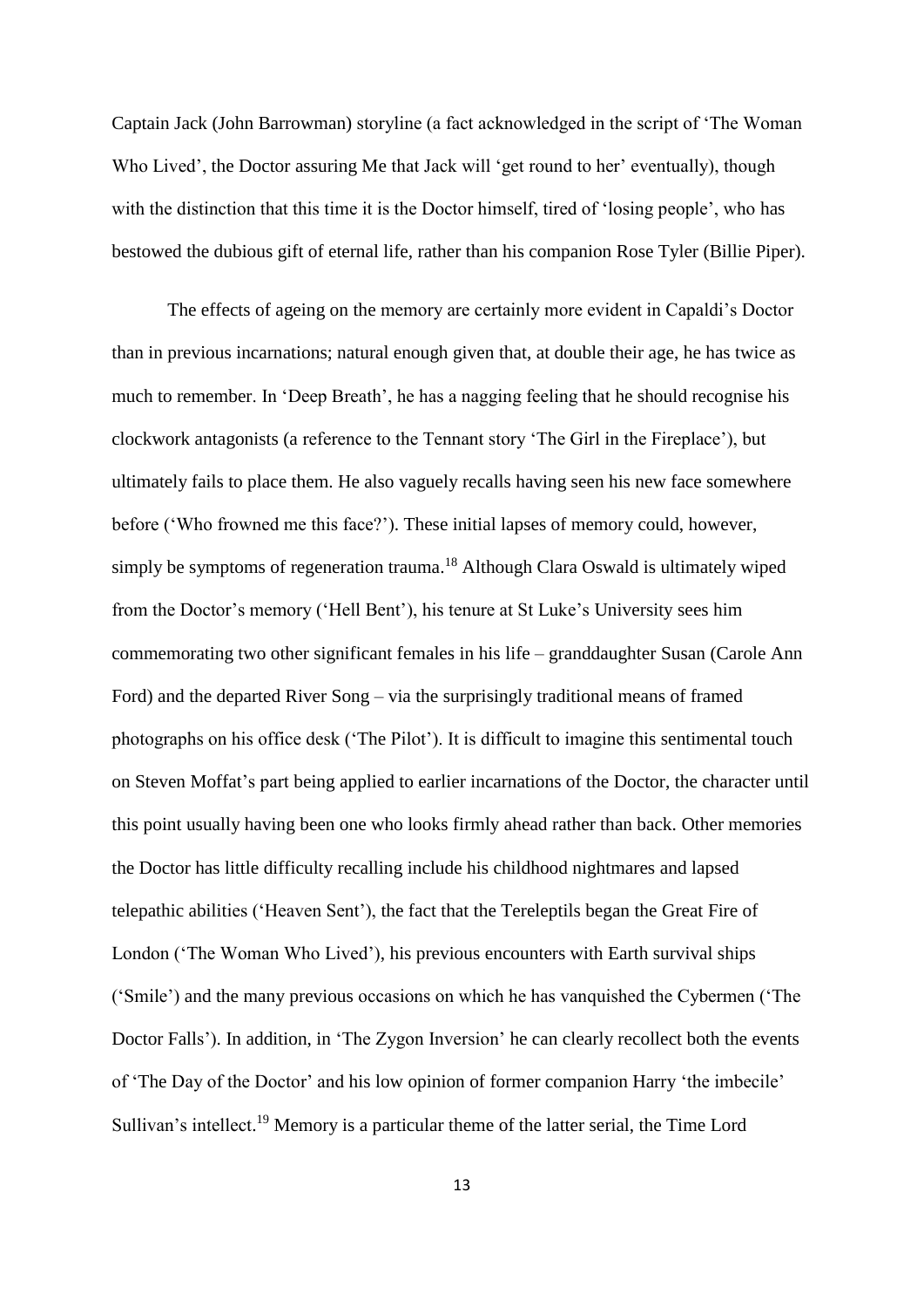Captain Jack (John Barrowman) storyline (a fact acknowledged in the script of 'The Woman Who Lived', the Doctor assuring Me that Jack will 'get round to her' eventually), though with the distinction that this time it is the Doctor himself, tired of 'losing people', who has bestowed the dubious gift of eternal life, rather than his companion Rose Tyler (Billie Piper).

The effects of ageing on the memory are certainly more evident in Capaldi's Doctor than in previous incarnations; natural enough given that, at double their age, he has twice as much to remember. In 'Deep Breath', he has a nagging feeling that he should recognise his clockwork antagonists (a reference to the Tennant story 'The Girl in the Fireplace'), but ultimately fails to place them. He also vaguely recalls having seen his new face somewhere before ('Who frowned me this face?'). These initial lapses of memory could, however, simply be symptoms of regeneration trauma.[18] Although Clara Oswald is ultimately wiped from the Doctor's memory ('Hell Bent'), his tenure at St Luke's University sees him commemorating two other significant females in his life – granddaughter Susan (Carole Ann Ford) and the departed River Song – via the surprisingly traditional means of framed photographs on his office desk ('The Pilot'). It is difficult to imagine this sentimental touch on Steven Moffat's part being applied to earlier incarnations of the Doctor, the character until this point usually having been one who looks firmly ahead rather than back. Other memories the Doctor has little difficulty recalling include his childhood nightmares and lapsed telepathic abilities ('Heaven Sent'), the fact that the Tereleptils began the Great Fire of London ('The Woman Who Lived'), his previous encounters with Earth survival ships ('Smile') and the many previous occasions on which he has vanquished the Cybermen ('The Doctor Falls'). In addition, in 'The Zygon Inversion' he can clearly recollect both the events of 'The Day of the Doctor' and his low opinion of former companion Harry 'the imbecile' Sullivan's intellect.[19] Memory is a particular theme of the latter serial, the Time Lord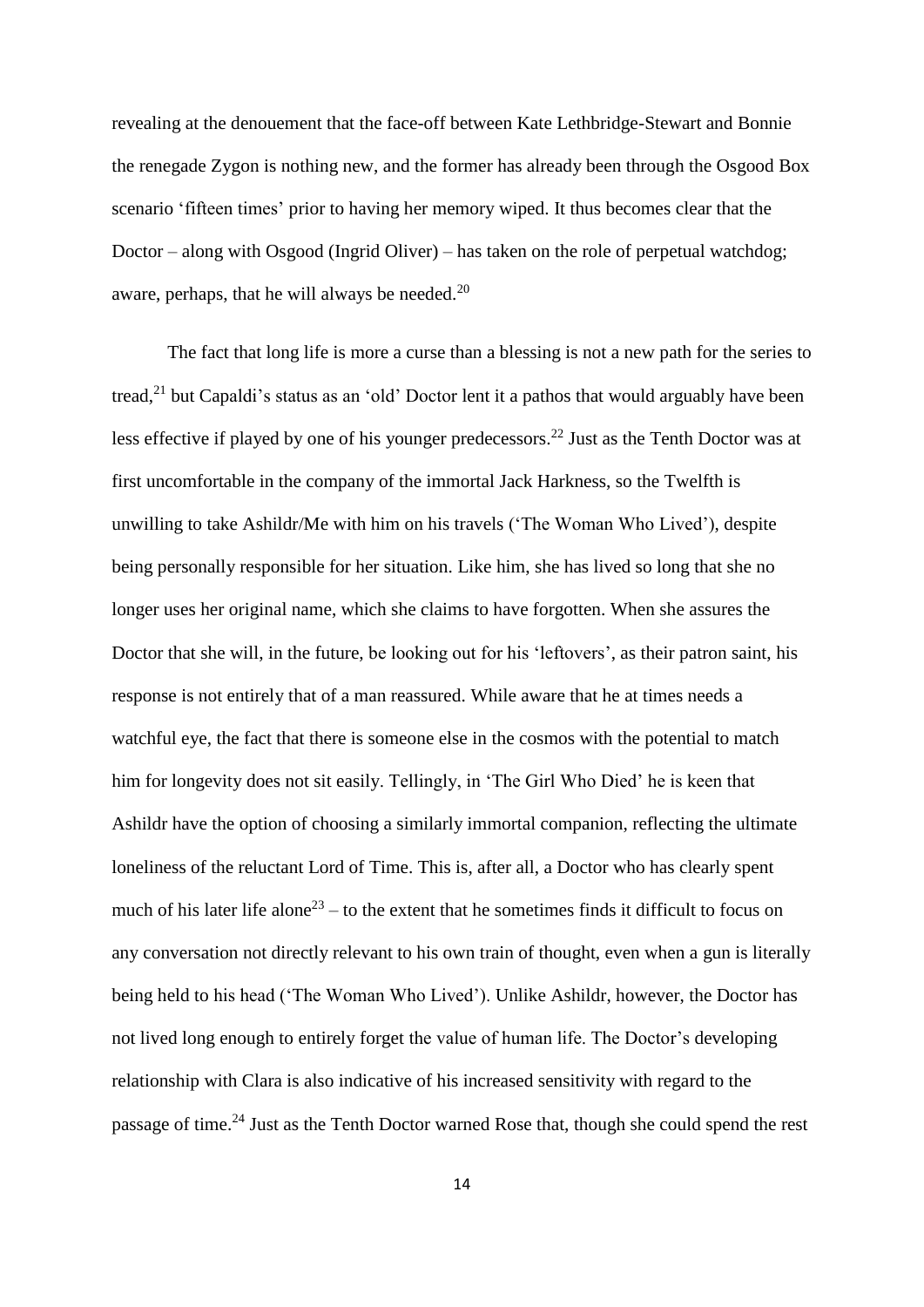revealing at the denouement that the face-off between Kate Lethbridge-Stewart and Bonnie the renegade Zygon is nothing new, and the former has already been through the Osgood Box scenario 'fifteen times' prior to having her memory wiped. It thus becomes clear that the Doctor – along with Osgood (Ingrid Oliver) – has taken on the role of perpetual watchdog; aware, perhaps, that he will always be needed.[20]

The fact that long life is more a curse than a blessing is not a new path for the series to tread,[21] but Capaldi's status as an 'old' Doctor lent it a pathos that would arguably have been less effective if played by one of his younger predecessors.[22] Just as the Tenth Doctor was at first uncomfortable in the company of the immortal Jack Harkness, so the Twelfth is unwilling to take Ashildr/Me with him on his travels ('The Woman Who Lived'), despite being personally responsible for her situation. Like him, she has lived so long that she no longer uses her original name, which she claims to have forgotten. When she assures the Doctor that she will, in the future, be looking out for his 'leftovers', as their patron saint, his response is not entirely that of a man reassured. While aware that he at times needs a watchful eye, the fact that there is someone else in the cosmos with the potential to match him for longevity does not sit easily. Tellingly, in 'The Girl Who Died' he is keen that Ashildr have the option of choosing a similarly immortal companion, reflecting the ultimate loneliness of the reluctant Lord of Time. This is, after all, a Doctor who has clearly spent much of his later life alone[23] – to the extent that he sometimes finds it difficult to focus on any conversation not directly relevant to his own train of thought, even when a gun is literally being held to his head ('The Woman Who Lived'). Unlike Ashildr, however, the Doctor has not lived long enough to entirely forget the value of human life. The Doctor's developing relationship with Clara is also indicative of his increased sensitivity with regard to the passage of time.[24] Just as the Tenth Doctor warned Rose that, though she could spend the rest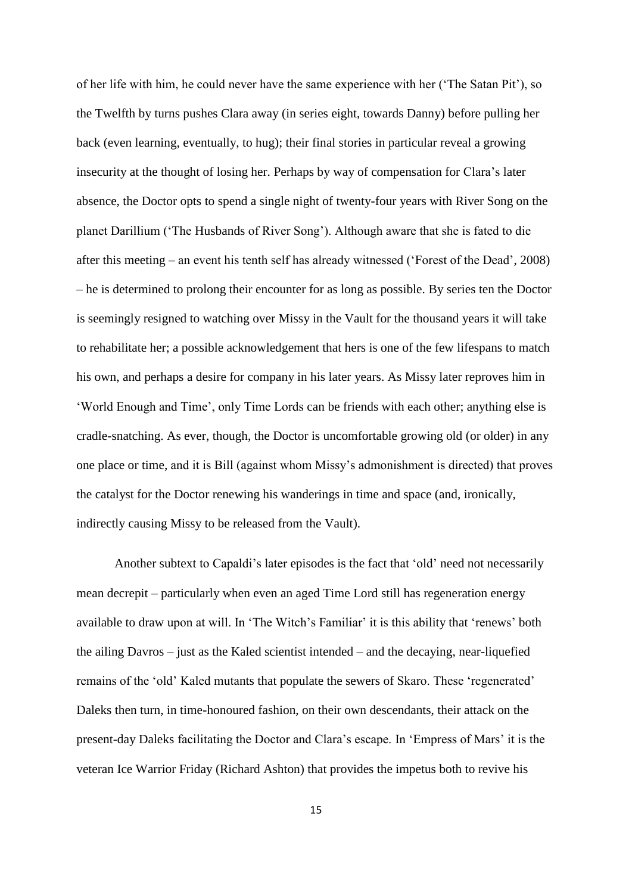of her life with him, he could never have the same experience with her ('The Satan Pit'), so the Twelfth by turns pushes Clara away (in series eight, towards Danny) before pulling her back (even learning, eventually, to hug); their final stories in particular reveal a growing insecurity at the thought of losing her. Perhaps by way of compensation for Clara's later absence, the Doctor opts to spend a single night of twenty-four years with River Song on the planet Darillium ('The Husbands of River Song'). Although aware that she is fated to die after this meeting – an event his tenth self has already witnessed ('Forest of the Dead', 2008) – he is determined to prolong their encounter for as long as possible. By series ten the Doctor is seemingly resigned to watching over Missy in the Vault for the thousand years it will take to rehabilitate her; a possible acknowledgement that hers is one of the few lifespans to match his own, and perhaps a desire for company in his later years. As Missy later reproves him in 'World Enough and Time', only Time Lords can be friends with each other; anything else is cradle-snatching. As ever, though, the Doctor is uncomfortable growing old (or older) in any one place or time, and it is Bill (against whom Missy's admonishment is directed) that proves the catalyst for the Doctor renewing his wanderings in time and space (and, ironically, indirectly causing Missy to be released from the Vault).

Another subtext to Capaldi's later episodes is the fact that 'old' need not necessarily mean decrepit – particularly when even an aged Time Lord still has regeneration energy available to draw upon at will. In 'The Witch's Familiar' it is this ability that 'renews' both the ailing Davros – just as the Kaled scientist intended – and the decaying, near-liquefied remains of the 'old' Kaled mutants that populate the sewers of Skaro. These 'regenerated' Daleks then turn, in time-honoured fashion, on their own descendants, their attack on the present-day Daleks facilitating the Doctor and Clara's escape. In 'Empress of Mars' it is the veteran Ice Warrior Friday (Richard Ashton) that provides the impetus both to revive his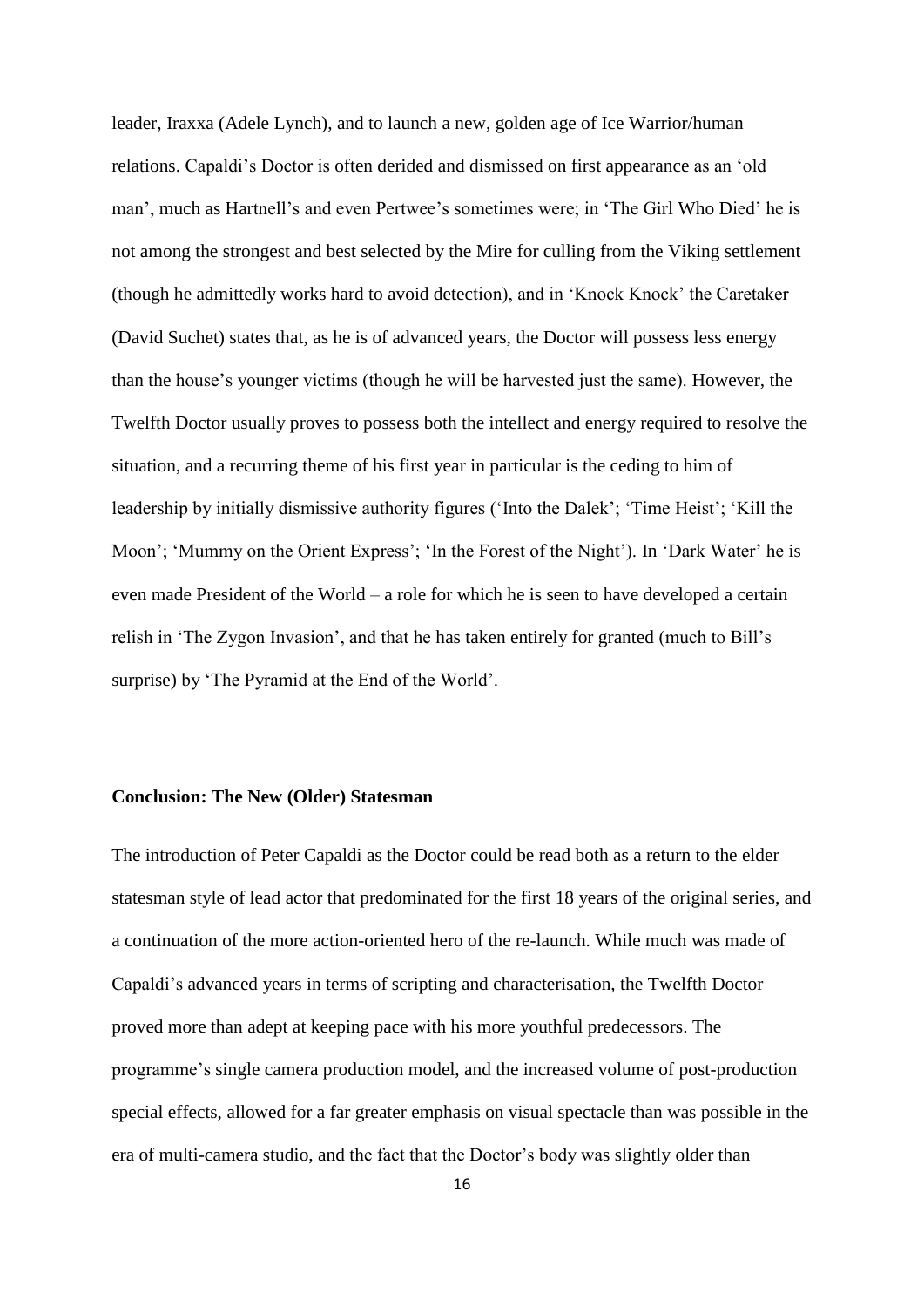leader, Iraxxa (Adele Lynch), and to launch a new, golden age of Ice Warrior/human relations. Capaldi's Doctor is often derided and dismissed on first appearance as an 'old man', much as Hartnell's and even Pertwee's sometimes were; in 'The Girl Who Died' he is not among the strongest and best selected by the Mire for culling from the Viking settlement (though he admittedly works hard to avoid detection), and in 'Knock Knock' the Caretaker (David Suchet) states that, as he is of advanced years, the Doctor will possess less energy than the house's younger victims (though he will be harvested just the same). However, the Twelfth Doctor usually proves to possess both the intellect and energy required to resolve the situation, and a recurring theme of his first year in particular is the ceding to him of leadership by initially dismissive authority figures ('Into the Dalek'; 'Time Heist'; 'Kill the Moon'; 'Mummy on the Orient Express'; 'In the Forest of the Night'). In 'Dark Water' he is even made President of the World – a role for which he is seen to have developed a certain relish in 'The Zygon Invasion', and that he has taken entirely for granted (much to Bill's surprise) by 'The Pyramid at the End of the World'.

**Conclusion: The New (Older) Statesman**

The introduction of Peter Capaldi as the Doctor could be read both as a return to the elder statesman style of lead actor that predominated for the first 18 years of the original series, and a continuation of the more action-oriented hero of the re-launch. While much was made of Capaldi's advanced years in terms of scripting and characterisation, the Twelfth Doctor proved more than adept at keeping pace with his more youthful predecessors. The programme's single camera production model, and the increased volume of post-production special effects, allowed for a far greater emphasis on visual spectacle than was possible in the era of multi-camera studio, and the fact that the Doctor's body was slightly older than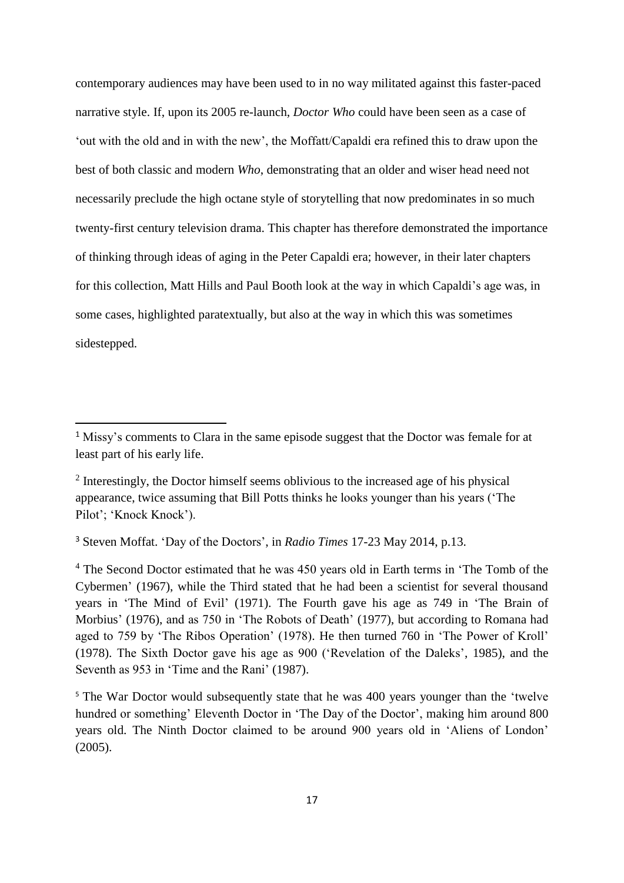contemporary audiences may have been used to in no way militated against this faster-paced narrative style. If, upon its 2005 re-launch, *Doctor Who* could have been seen as a case of 'out with the old and in with the new', the Moffatt/Capaldi era refined this to draw upon the best of both classic and modern *Who*, demonstrating that an older and wiser head need not necessarily preclude the high octane style of storytelling that now predominates in so much twenty-first century television drama. This chapter has therefore demonstrated the importance of thinking through ideas of aging in the Peter Capaldi era; however, in their later chapters for this collection, Matt Hills and Paul Booth look at the way in which Capaldi's age was, in some cases, highlighted paratextually, but also at the way in which this was sometimes sidestepped.

---

[1] Missy's comments to Clara in the same episode suggest that the Doctor was female for at least part of his early life.

[2] Interestingly, the Doctor himself seems oblivious to the increased age of his physical appearance, twice assuming that Bill Potts thinks he looks younger than his years ('The Pilot'; 'Knock Knock').

[3] Steven Moffat. 'Day of the Doctors', in *Radio Times* 17-23 May 2014, p.13.

[4] The Second Doctor estimated that he was 450 years old in Earth terms in 'The Tomb of the Cybermen' (1967), while the Third stated that he had been a scientist for several thousand years in 'The Mind of Evil' (1971). The Fourth gave his age as 749 in 'The Brain of Morbius' (1976), and as 750 in 'The Robots of Death' (1977), but according to Romana had aged to 759 by 'The Ribos Operation' (1978). He then turned 760 in 'The Power of Kroll' (1978). The Sixth Doctor gave his age as 900 ('Revelation of the Daleks', 1985), and the Seventh as 953 in 'Time and the Rani' (1987).

[5] The War Doctor would subsequently state that he was 400 years younger than the 'twelve hundred or something' Eleventh Doctor in 'The Day of the Doctor', making him around 800 years old. The Ninth Doctor claimed to be around 900 years old in 'Aliens of London' (2005).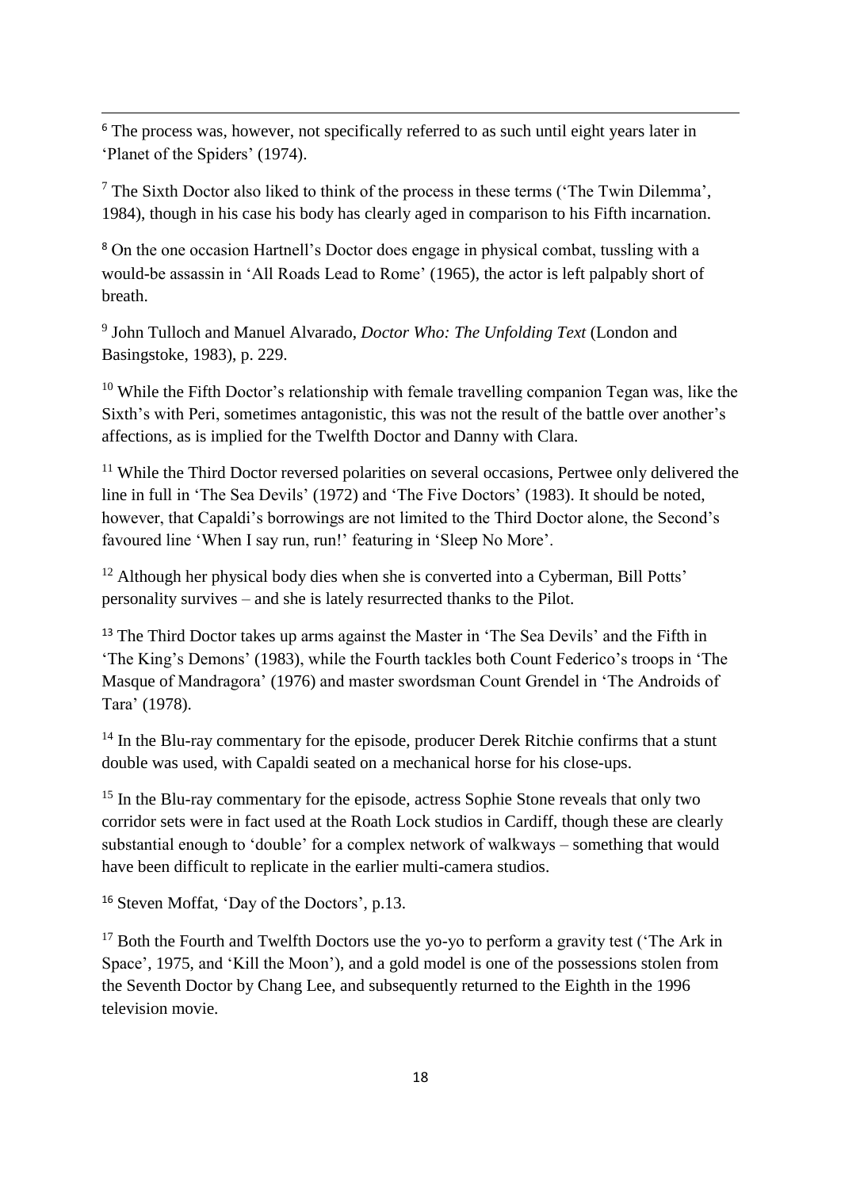[6] The process was, however, not specifically referred to as such until eight years later in 'Planet of the Spiders' (1974).

[7] The Sixth Doctor also liked to think of the process in these terms ('The Twin Dilemma', 1984), though in his case his body has clearly aged in comparison to his Fifth incarnation.

[8] On the one occasion Hartnell's Doctor does engage in physical combat, tussling with a would-be assassin in 'All Roads Lead to Rome' (1965), the actor is left palpably short of breath.

[9] John Tulloch and Manuel Alvarado, *Doctor Who: The Unfolding Text* (London and Basingstoke, 1983), p. 229.

[10] While the Fifth Doctor's relationship with female travelling companion Tegan was, like the Sixth's with Peri, sometimes antagonistic, this was not the result of the battle over another's affections, as is implied for the Twelfth Doctor and Danny with Clara.

[11] While the Third Doctor reversed polarities on several occasions, Pertwee only delivered the line in full in 'The Sea Devils' (1972) and 'The Five Doctors' (1983). It should be noted, however, that Capaldi's borrowings are not limited to the Third Doctor alone, the Second's favoured line 'When I say run, run!' featuring in 'Sleep No More'.

[12] Although her physical body dies when she is converted into a Cyberman, Bill Potts' personality survives – and she is lately resurrected thanks to the Pilot.

[13] The Third Doctor takes up arms against the Master in 'The Sea Devils' and the Fifth in 'The King's Demons' (1983), while the Fourth tackles both Count Federico's troops in 'The Masque of Mandragora' (1976) and master swordsman Count Grendel in 'The Androids of Tara' (1978).

[14] In the Blu-ray commentary for the episode, producer Derek Ritchie confirms that a stunt double was used, with Capaldi seated on a mechanical horse for his close-ups.

[15] In the Blu-ray commentary for the episode, actress Sophie Stone reveals that only two corridor sets were in fact used at the Roath Lock studios in Cardiff, though these are clearly substantial enough to 'double' for a complex network of walkways – something that would have been difficult to replicate in the earlier multi-camera studios.

[16] Steven Moffat, 'Day of the Doctors', p.13.

[17] Both the Fourth and Twelfth Doctors use the yo-yo to perform a gravity test ('The Ark in Space', 1975, and 'Kill the Moon'), and a gold model is one of the possessions stolen from the Seventh Doctor by Chang Lee, and subsequently returned to the Eighth in the 1996 television movie.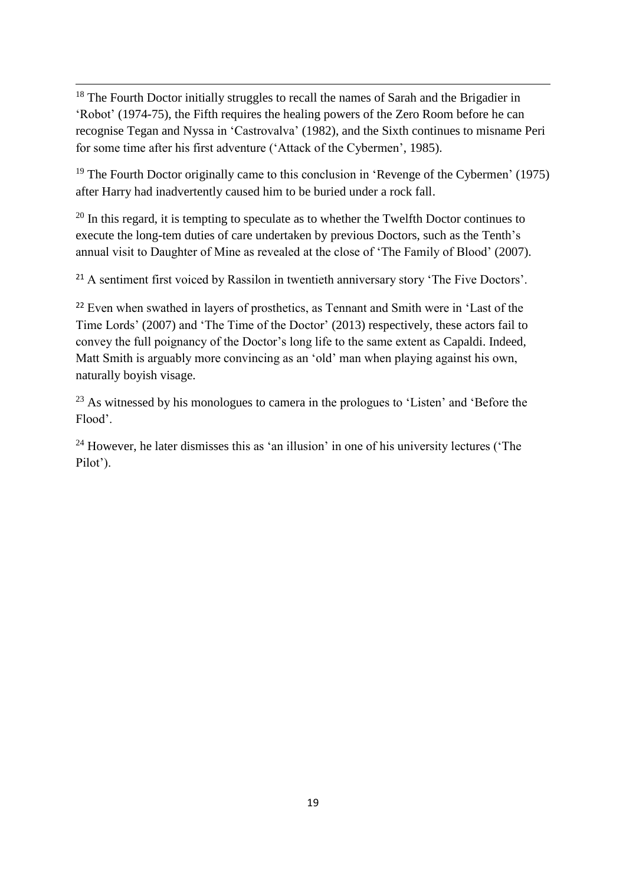[18] The Fourth Doctor initially struggles to recall the names of Sarah and the Brigadier in 'Robot' (1974-75), the Fifth requires the healing powers of the Zero Room before he can recognise Tegan and Nyssa in 'Castrovalva' (1982), and the Sixth continues to misname Peri for some time after his first adventure ('Attack of the Cybermen', 1985).

[19] The Fourth Doctor originally came to this conclusion in 'Revenge of the Cybermen' (1975) after Harry had inadvertently caused him to be buried under a rock fall.

[20] In this regard, it is tempting to speculate as to whether the Twelfth Doctor continues to execute the long-tem duties of care undertaken by previous Doctors, such as the Tenth's annual visit to Daughter of Mine as revealed at the close of 'The Family of Blood' (2007).

[21] A sentiment first voiced by Rassilon in twentieth anniversary story 'The Five Doctors'.

[22] Even when swathed in layers of prosthetics, as Tennant and Smith were in 'Last of the Time Lords' (2007) and 'The Time of the Doctor' (2013) respectively, these actors fail to convey the full poignancy of the Doctor's long life to the same extent as Capaldi. Indeed, Matt Smith is arguably more convincing as an 'old' man when playing against his own, naturally boyish visage.

[23] As witnessed by his monologues to camera in the prologues to 'Listen' and 'Before the Flood'.

[24] However, he later dismisses this as 'an illusion' in one of his university lectures ('The Pilot').